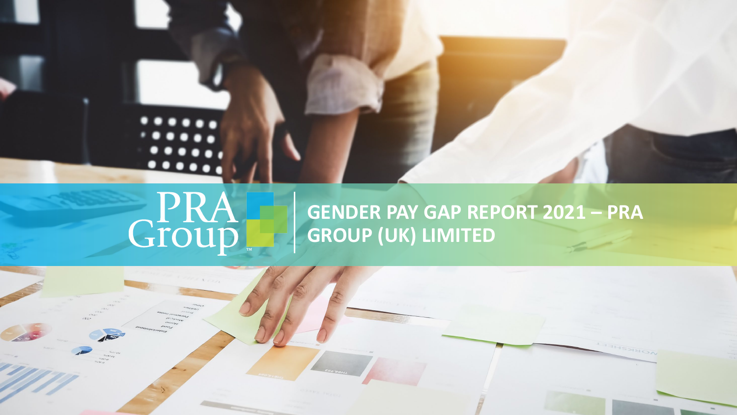PRA Group

# GENDER PAY GAP REPORT 2021 – PRA GROUP (UK) LIMITED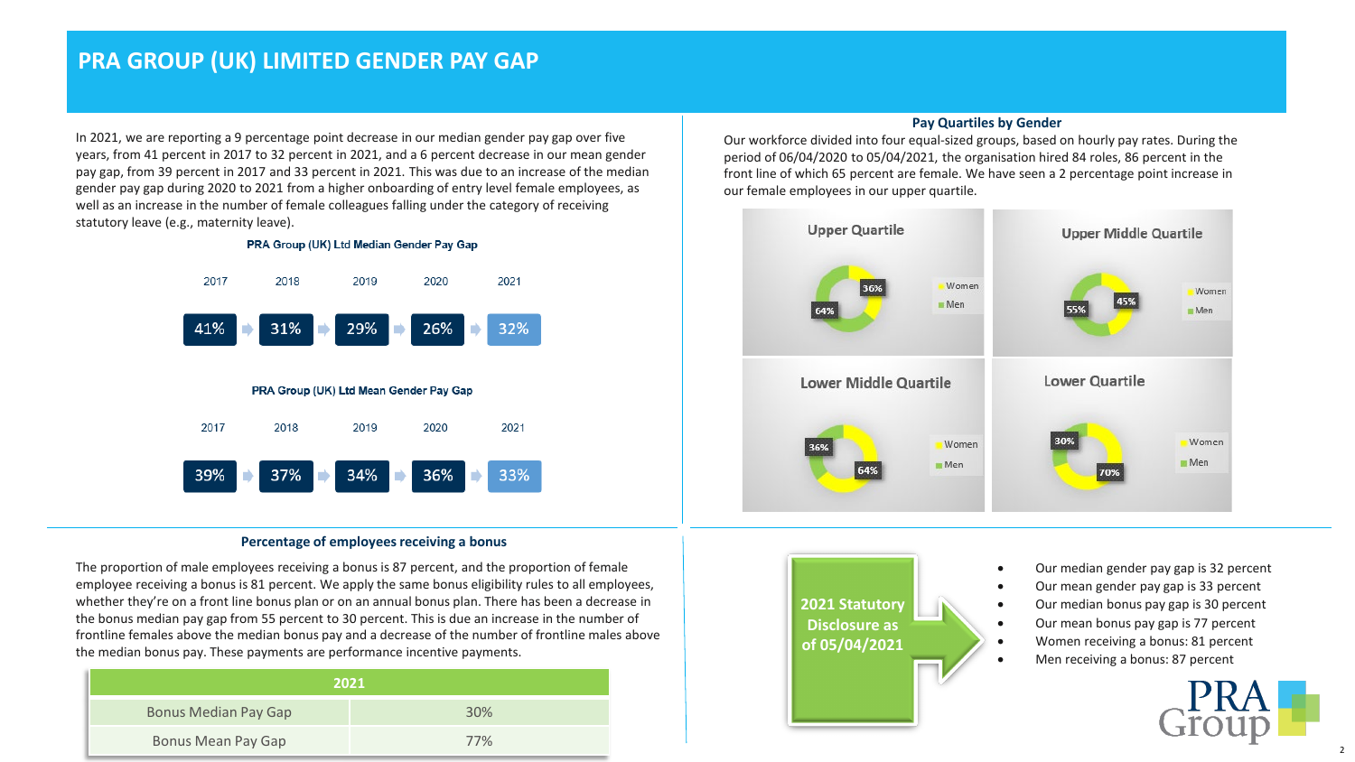# PRA GROUP (UK) LIMITED GENDER PAY GAP

In 2021, we are reporting a 9 percentage point decrease in our median gender pay gap over five years, from 41 percent in 2017 to 32 percent in 2021, and a 6 percent decrease in our mean gender pay gap, from 39 percent in 2017 and 33 percent in 2021. This was due to an increase of the median gender pay gap during 2020 to 2021 from a higher onboarding of entry level female employees, as well as an increase in the number of female colleagues falling under the category of receiving statutory leave (e.g., maternity leave).

**PRA Group (UK) Ltd Median Gender Pay Gap**

| 2017 | 2018 | 2019 | 2020 | 2021 |
|---|---|---|---|---|
| 41% | 31% | 29% | 26% | 32% |

**PRA Group (UK) Ltd Mean Gender Pay Gap**

| 2017 | 2018 | 2019 | 2020 | 2021 |
|---|---|---|---|---|
| 39% | 37% | 34% | 36% | 33% |

### Pay Quartiles by Gender

Our workforce divided into four equal-sized groups, based on hourly pay rates. During the period of 06/04/2020 to 05/04/2021, the organisation hired 84 roles, 86 percent in the front line of which 65 percent are female. We have seen a 2 percentage point increase in our female employees in our upper quartile.

| Quartile | Women | Men |
|---|---|---|
| Upper Quartile | 36% | 64% |
| Upper Middle Quartile | 45% | 55% |
| Lower Middle Quartile | 64% | 36% |
| Lower Quartile | 70% | 30% |

### Percentage of employees receiving a bonus

The proportion of male employees receiving a bonus is 87 percent, and the proportion of female employee receiving a bonus is 81 percent. We apply the same bonus eligibility rules to all employees, whether they're on a front line bonus plan or on an annual bonus plan. There has been a decrease in the bonus median pay gap from 55 percent to 30 percent. This is due an increase in the number of frontline females above the median bonus pay and a decrease of the number of frontline males above the median bonus pay. These payments are performance incentive payments.

| | 2021 |
|---|---|
| Bonus Median Pay Gap | 30% |
| Bonus Mean Pay Gap | 77% |

**2021 Statutory Disclosure as of 05/04/2021**

- Our median gender pay gap is 32 percent
- Our mean gender pay gap is 33 percent
- Our median bonus pay gap is 30 percent
- Our mean bonus pay gap is 77 percent
- Women receiving a bonus: 81 percent
- Men receiving a bonus: 87 percent

PRA Group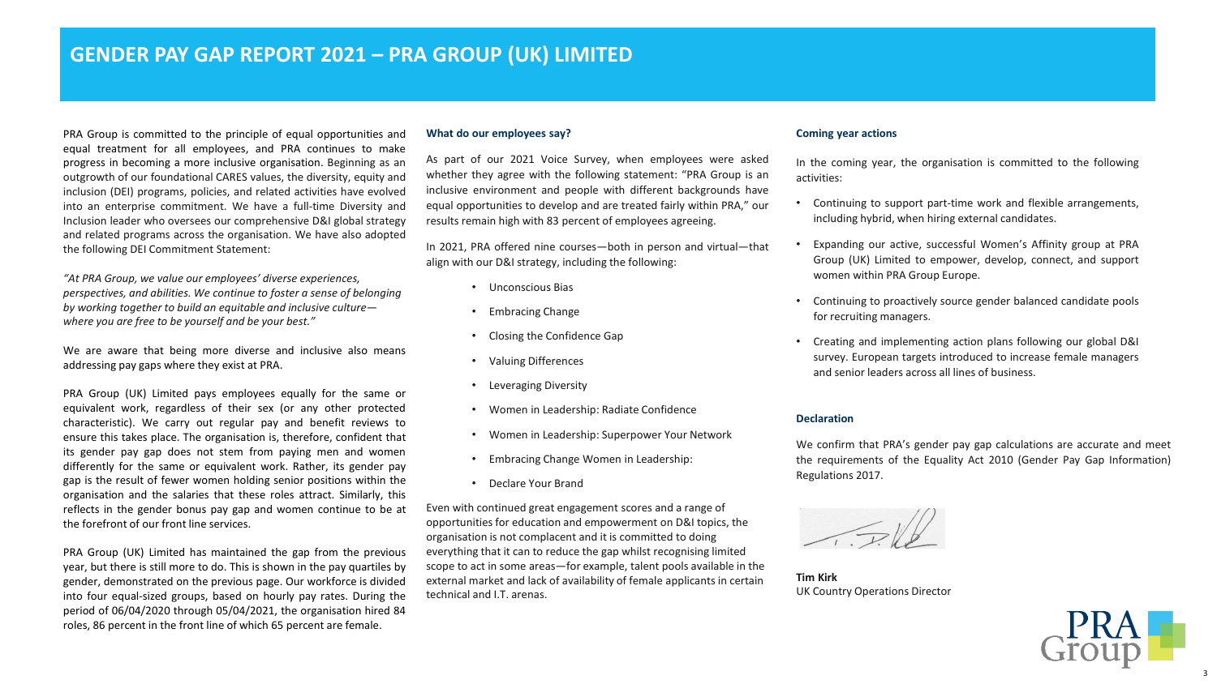# GENDER PAY GAP REPORT 2021 – PRA GROUP (UK) LIMITED

PRA Group is committed to the principle of equal opportunities and equal treatment for all employees, and PRA continues to make progress in becoming a more inclusive organisation. Beginning as an outgrowth of our foundational CARES values, the diversity, equity and inclusion (DEI) programs, policies, and related activities have evolved into an enterprise commitment. We have a full-time Diversity and Inclusion leader who oversees our comprehensive D&I global strategy and related programs across the organisation. We have also adopted the following DEI Commitment Statement:

*"At PRA Group, we value our employees' diverse experiences, perspectives, and abilities. We continue to foster a sense of belonging by working together to build an equitable and inclusive culture—where you are free to be yourself and be your best."*

We are aware that being more diverse and inclusive also means addressing pay gaps where they exist at PRA.

PRA Group (UK) Limited pays employees equally for the same or equivalent work, regardless of their sex (or any other protected characteristic). We carry out regular pay and benefit reviews to ensure this takes place. The organisation is, therefore, confident that its gender pay gap does not stem from paying men and women differently for the same or equivalent work. Rather, its gender pay gap is the result of fewer women holding senior positions within the organisation and the salaries that these roles attract. Similarly, this reflects in the gender bonus pay gap and women continue to be at the forefront of our front line services.

PRA Group (UK) Limited has maintained the gap from the previous year, but there is still more to do. This is shown in the pay quartiles by gender, demonstrated on the previous page. Our workforce is divided into four equal-sized groups, based on hourly pay rates. During the period of 06/04/2020 through 05/04/2021, the organisation hired 84 roles, 86 percent in the front line of which 65 percent are female.

**What do our employees say?**

As part of our 2021 Voice Survey, when employees were asked whether they agree with the following statement: "PRA Group is an inclusive environment and people with different backgrounds have equal opportunities to develop and are treated fairly within PRA," our results remain high with 83 percent of employees agreeing.

In 2021, PRA offered nine courses—both in person and virtual—that align with our D&I strategy, including the following:

- Unconscious Bias
- Embracing Change
- Closing the Confidence Gap
- Valuing Differences
- Leveraging Diversity
- Women in Leadership: Radiate Confidence
- Women in Leadership: Superpower Your Network
- Embracing Change Women in Leadership:
- Declare Your Brand

Even with continued great engagement scores and a range of opportunities for education and empowerment on D&I topics, the organisation is not complacent and it is committed to doing everything that it can to reduce the gap whilst recognising limited scope to act in some areas—for example, talent pools available in the external market and lack of availability of female applicants in certain technical and I.T. arenas.

**Coming year actions**

In the coming year, the organisation is committed to the following activities:

- Continuing to support part-time work and flexible arrangements, including hybrid, when hiring external candidates.
- Expanding our active, successful Women's Affinity group at PRA Group (UK) Limited to empower, develop, connect, and support women within PRA Group Europe.
- Continuing to proactively source gender balanced candidate pools for recruiting managers.
- Creating and implementing action plans following our global D&I survey. European targets introduced to increase female managers and senior leaders across all lines of business.

**Declaration**

We confirm that PRA's gender pay gap calculations are accurate and meet the requirements of the Equality Act 2010 (Gender Pay Gap Information) Regulations 2017.

**Tim Kirk**
UK Country Operations Director